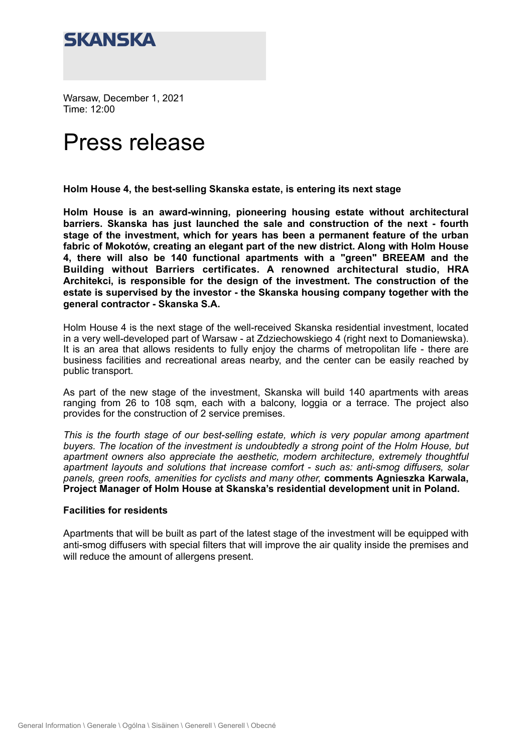**SKANSKA**

Warsaw, December 1, 2021
Time: 12:00

# Press release

**Holm House 4, the best-selling Skanska estate, is entering its next stage**

**Holm House is an award-winning, pioneering housing estate without architectural barriers. Skanska has just launched the sale and construction of the next - fourth stage of the investment, which for years has been a permanent feature of the urban fabric of Mokotów, creating an elegant part of the new district. Along with Holm House 4, there will also be 140 functional apartments with a "green" BREEAM and the Building without Barriers certificates. A renowned architectural studio, HRA Architekci, is responsible for the design of the investment. The construction of the estate is supervised by the investor - the Skanska housing company together with the general contractor - Skanska S.A.**

Holm House 4 is the next stage of the well-received Skanska residential investment, located in a very well-developed part of Warsaw - at Zdziechowskiego 4 (right next to Domaniewska). It is an area that allows residents to fully enjoy the charms of metropolitan life - there are business facilities and recreational areas nearby, and the center can be easily reached by public transport.

As part of the new stage of the investment, Skanska will build 140 apartments with areas ranging from 26 to 108 sqm, each with a balcony, loggia or a terrace. The project also provides for the construction of 2 service premises.

*This is the fourth stage of our best-selling estate, which is very popular among apartment buyers. The location of the investment is undoubtedly a strong point of the Holm House, but apartment owners also appreciate the aesthetic, modern architecture, extremely thoughtful apartment layouts and solutions that increase comfort - such as: anti-smog diffusers, solar panels, green roofs, amenities for cyclists and many other,* **comments Agnieszka Karwala, Project Manager of Holm House at Skanska's residential development unit in Poland.**

**Facilities for residents**

Apartments that will be built as part of the latest stage of the investment will be equipped with anti-smog diffusers with special filters that will improve the air quality inside the premises and will reduce the amount of allergens present.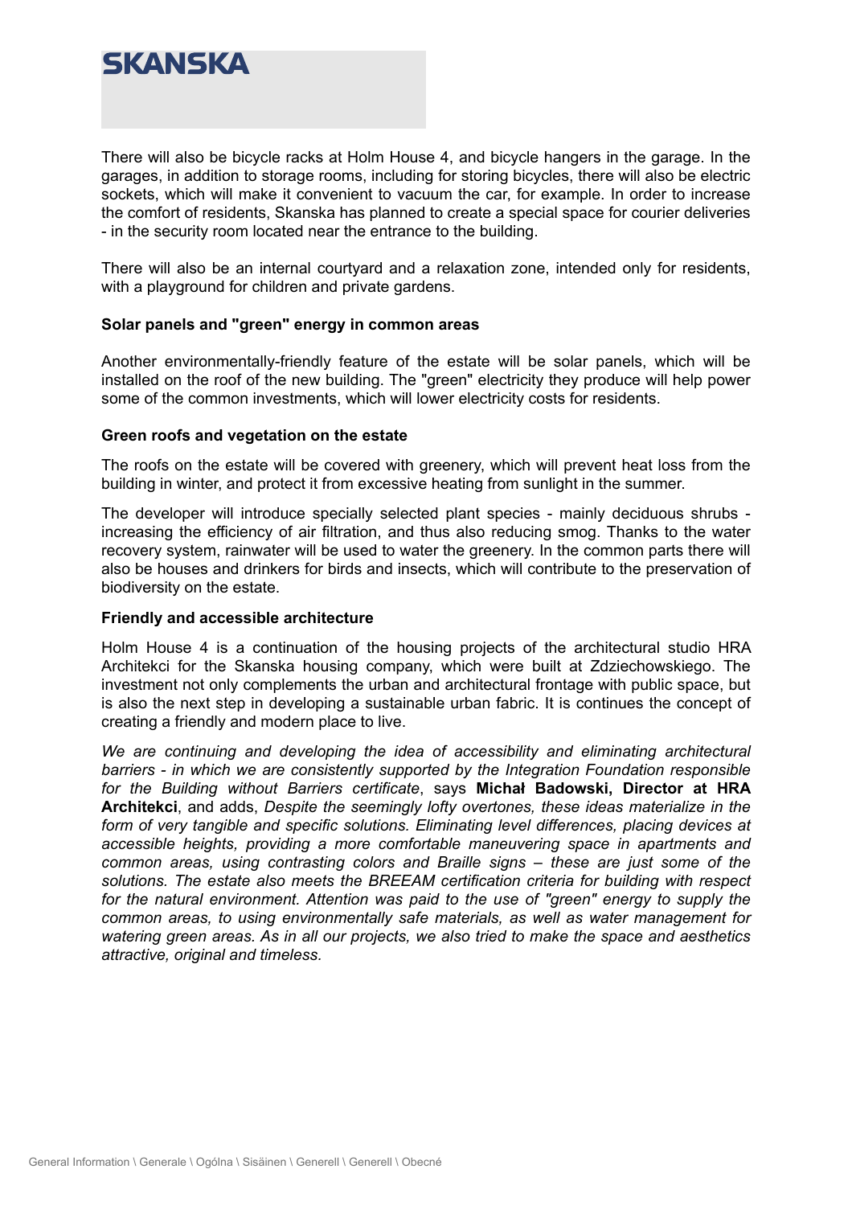There will also be bicycle racks at Holm House 4, and bicycle hangers in the garage. In the garages, in addition to storage rooms, including for storing bicycles, there will also be electric sockets, which will make it convenient to vacuum the car, for example. In order to increase the comfort of residents, Skanska has planned to create a special space for courier deliveries - in the security room located near the entrance to the building.

There will also be an internal courtyard and a relaxation zone, intended only for residents, with a playground for children and private gardens.

**Solar panels and "green" energy in common areas**

Another environmentally-friendly feature of the estate will be solar panels, which will be installed on the roof of the new building. The "green" electricity they produce will help power some of the common investments, which will lower electricity costs for residents.

**Green roofs and vegetation on the estate**

The roofs on the estate will be covered with greenery, which will prevent heat loss from the building in winter, and protect it from excessive heating from sunlight in the summer.

The developer will introduce specially selected plant species - mainly deciduous shrubs - increasing the efficiency of air filtration, and thus also reducing smog. Thanks to the water recovery system, rainwater will be used to water the greenery. In the common parts there will also be houses and drinkers for birds and insects, which will contribute to the preservation of biodiversity on the estate.

**Friendly and accessible architecture**

Holm House 4 is a continuation of the housing projects of the architectural studio HRA Architekci for the Skanska housing company, which were built at Zdziechowskiego. The investment not only complements the urban and architectural frontage with public space, but is also the next step in developing a sustainable urban fabric. It is continues the concept of creating a friendly and modern place to live.

*We are continuing and developing the idea of accessibility and eliminating architectural barriers - in which we are consistently supported by the Integration Foundation responsible for the Building without Barriers certificate*, says **Michał Badowski, Director at HRA Architekci**, and adds, *Despite the seemingly lofty overtones, these ideas materialize in the form of very tangible and specific solutions. Eliminating level differences, placing devices at accessible heights, providing a more comfortable maneuvering space in apartments and common areas, using contrasting colors and Braille signs – these are just some of the solutions. The estate also meets the BREEAM certification criteria for building with respect for the natural environment. Attention was paid to the use of "green" energy to supply the common areas, to using environmentally safe materials, as well as water management for watering green areas. As in all our projects, we also tried to make the space and aesthetics attractive, original and timeless.*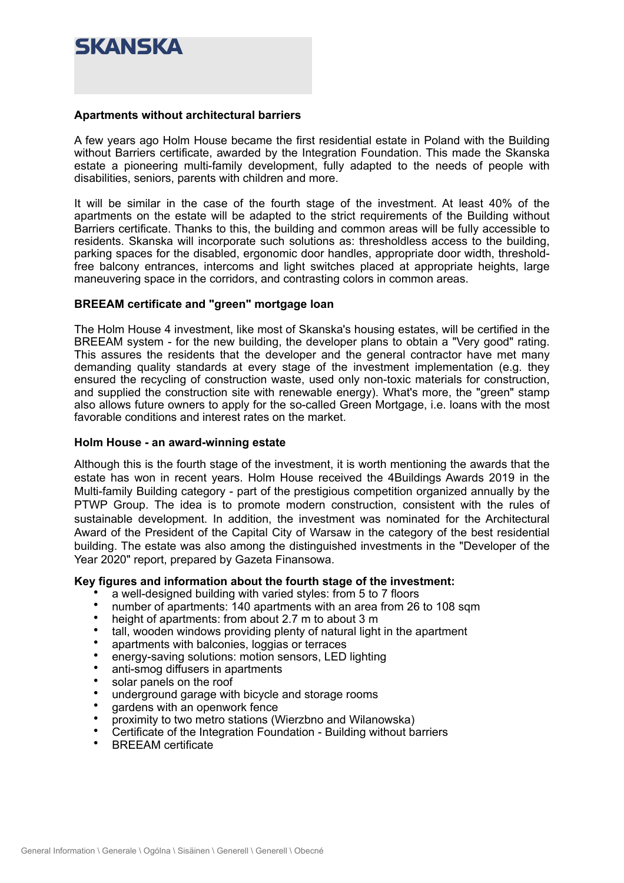### Apartments without architectural barriers

A few years ago Holm House became the first residential estate in Poland with the Building without Barriers certificate, awarded by the Integration Foundation. This made the Skanska estate a pioneering multi-family development, fully adapted to the needs of people with disabilities, seniors, parents with children and more.

It will be similar in the case of the fourth stage of the investment. At least 40% of the apartments on the estate will be adapted to the strict requirements of the Building without Barriers certificate. Thanks to this, the building and common areas will be fully accessible to residents. Skanska will incorporate such solutions as: thresholdless access to the building, parking spaces for the disabled, ergonomic door handles, appropriate door width, threshold-free balcony entrances, intercoms and light switches placed at appropriate heights, large maneuvering space in the corridors, and contrasting colors in common areas.

### BREEAM certificate and "green" mortgage loan

The Holm House 4 investment, like most of Skanska's housing estates, will be certified in the BREEAM system - for the new building, the developer plans to obtain a "Very good" rating. This assures the residents that the developer and the general contractor have met many demanding quality standards at every stage of the investment implementation (e.g. they ensured the recycling of construction waste, used only non-toxic materials for construction, and supplied the construction site with renewable energy). What's more, the "green" stamp also allows future owners to apply for the so-called Green Mortgage, i.e. loans with the most favorable conditions and interest rates on the market.

### Holm House - an award-winning estate

Although this is the fourth stage of the investment, it is worth mentioning the awards that the estate has won in recent years. Holm House received the 4Buildings Awards 2019 in the Multi-family Building category - part of the prestigious competition organized annually by the PTWP Group. The idea is to promote modern construction, consistent with the rules of sustainable development. In addition, the investment was nominated for the Architectural Award of the President of the Capital City of Warsaw in the category of the best residential building. The estate was also among the distinguished investments in the "Developer of the Year 2020" report, prepared by Gazeta Finansowa.

### Key figures and information about the fourth stage of the investment:

- a well-designed building with varied styles: from 5 to 7 floors
- number of apartments: 140 apartments with an area from 26 to 108 sqm
- height of apartments: from about 2.7 m to about 3 m
- tall, wooden windows providing plenty of natural light in the apartment
- apartments with balconies, loggias or terraces
- energy-saving solutions: motion sensors, LED lighting
- anti-smog diffusers in apartments
- solar panels on the roof
- underground garage with bicycle and storage rooms
- gardens with an openwork fence
- proximity to two metro stations (Wierzbno and Wilanowska)
- Certificate of the Integration Foundation - Building without barriers
- BREEAM certificate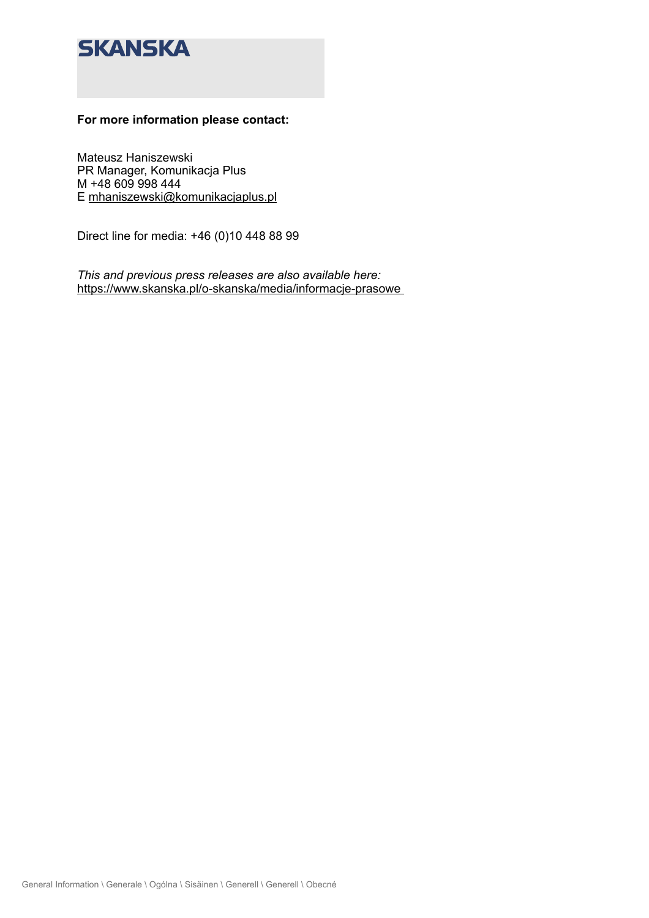SKANSKA

**For more information please contact:**

Mateusz Haniszewski  
PR Manager, Komunikacja Plus  
M +48 609 998 444  
E mhaniszewski@komunikacjaplus.pl

Direct line for media: +46 (0)10 448 88 99

*This and previous press releases are also available here:*  
https://www.skanska.pl/o-skanska/media/informacje-prasowe

General Information \ Generale \ Ogólna \ Sisäinen \ Generell \ Generell \ Obecné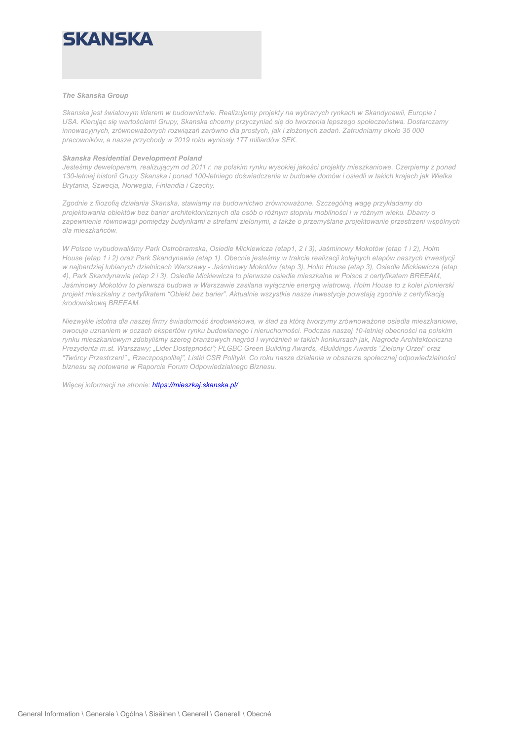SKANSKA

***The Skanska Group***

*Skanska jest światowym liderem w budownictwie. Realizujemy projekty na wybranych rynkach w Skandynawii, Europie i USA. Kierując się wartościami Grupy, Skanska chcemy przyczyniać się do tworzenia lepszego społeczeństwa. Dostarczamy innowacyjnych, zrównoważonych rozwiązań zarówno dla prostych, jak i złożonych zadań. Zatrudniamy około 35 000 pracowników, a nasze przychody w 2019 roku wyniosły 177 miliardów SEK.*

***Skanska Residential Development Poland***

*Jesteśmy deweloperem, realizującym od 2011 r. na polskim rynku wysokiej jakości projekty mieszkaniowe. Czerpiemy z ponad 130-letniej historii Grupy Skanska i ponad 100-letniego doświadczenia w budowie domów i osiedli w takich krajach jak Wielka Brytania, Szwecja, Norwegia, Finlandia i Czechy.*

*Zgodnie z filozofią działania Skanska, stawiamy na budownictwo zrównoważone. Szczególną wagę przykładamy do projektowania obiektów bez barier architektonicznych dla osób o różnym stopniu mobilności i w różnym wieku. Dbamy o zapewnienie równowagi pomiędzy budynkami a strefami zielonymi, a także o przemyślane projektowanie przestrzeni wspólnych dla mieszkańców.*

*W Polsce wybudowaliśmy Park Ostrobramska, Osiedle Mickiewicza (etap1, 2 I 3), Jaśminowy Mokotów (etap 1 i 2), Holm House (etap 1 i 2) oraz Park Skandynawia (etap 1). Obecnie jesteśmy w trakcie realizacji kolejnych etapów naszych inwestycji w najbardziej lubianych dzielnicach Warszawy - Jaśminowy Mokotów (etap 3), Holm House (etap 3), Osiedle Mickiewicza (etap 4), Park Skandynawia (etap 2 i 3). Osiedle Mickiewicza to pierwsze osiedle mieszkalne w Polsce z certyfikatem BREEAM, Jaśminowy Mokotów to pierwsza budowa w Warszawie zasilana wyłącznie energią wiatrową. Holm House to z kolei pionierski projekt mieszkalny z certyfikatem "Obiekt bez barier". Aktualnie wszystkie nasze inwestycje powstają zgodnie z certyfikacją środowiskową BREEAM.*

*Niezwykle istotna dla naszej firmy świadomość środowiskowa, w ślad za którą tworzymy zrównoważone osiedla mieszkaniowe, owocuje uznaniem w oczach ekspertów rynku budowlanego i nieruchomości. Podczas naszej 10-letniej obecności na polskim rynku mieszkaniowym zdobyliśmy szereg branżowych nagród I wyróżnień w takich konkursach jak, Nagroda Architektoniczna Prezydenta m.st. Warszawy; „Lider Dostępności"; PLGBC Green Building Awards, 4Buildings Awards "Zielony Orzeł" oraz "Twórcy Przestrzeni" „ Rzeczpospolitej", Listki CSR Polityki. Co roku nasze działania w obszarze społecznej odpowiedzialności biznesu są notowane w Raporcie Forum Odpowiedzialnego Biznesu.*

*Więcej informacji na stronie: [https://mieszkaj.skanska.pl/](https://mieszkaj.skanska.pl/)*

General Information \ Generale \ Ogólna \ Sisäinen \ Generell \ Generell \ Obecné